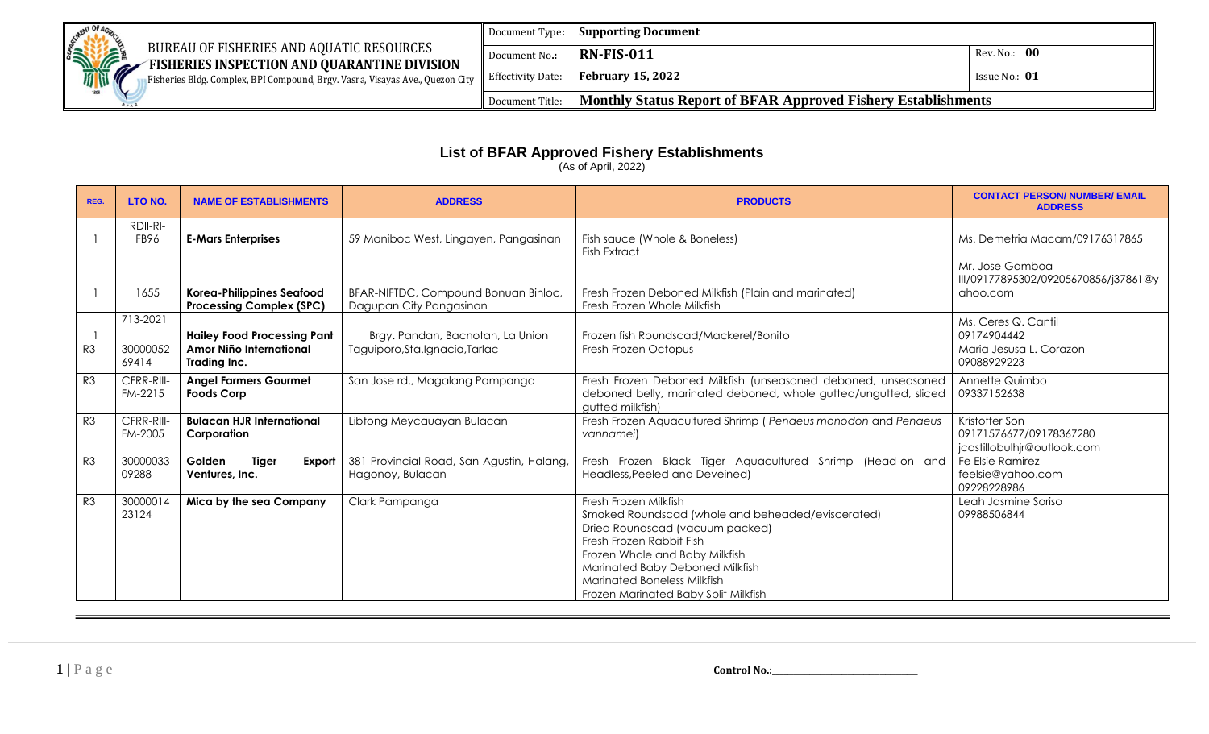| | | | |
|---|---|---|---|
| BUREAU OF FISHERIES AND AQUATIC RESOURCES **FISHERIES INSPECTION AND QUARANTINE DIVISION** Fisheries Bldg. Complex, BPI Compound, Brgy. Vasra, Visayas Ave., Quezon City | Document Type: | **Supporting Document** | |
| | Document No.: | **RN-FIS-011** | Rev. No.: **00** |
| | Effectivity Date: | **February 15, 2022** | Issue No.: **01** |
| | Document Title: | **Monthly Status Report of BFAR Approved Fishery Establishments** | |

# List of BFAR Approved Fishery Establishments

(As of April, 2022)

| REG. | LTO NO. | NAME OF ESTABLISHMENTS | ADDRESS | PRODUCTS | CONTACT PERSON/ NUMBER/ EMAIL ADDRESS |
|---|---|---|---|---|---|
| I | RDII-RI-FB96 | **E-Mars Enterprises** | 59 Maniboc West, Lingayen, Pangasinan | Fish sauce (Whole & Boneless)<br>Fish Extract | Ms. Demetria Macam/09176317865 |
| I | 1655 | **Korea-Philippines Seafood Processing Complex (SPC)** | BFAR-NIFTDC, Compound Bonuan Binloc, Dagupan City Pangasinan | Fresh Frozen Deboned Milkfish (Plain and marinated)<br>Fresh Frozen Whole Milkfish | Mr. Jose Gamboa III/09177895302/09205670856/j37861@yahoo.com |
| I | 713-2021 | **Hailey Food Processing Pant** | Brgy. Pandan, Bacnotan, La Union | Frozen fish Roundscad/Mackerel/Bonito | Ms. Ceres Q. Cantil 09174904442 |
| R3 | 3000005269414 | **Amor Niño International Trading Inc.** | Taguiporo,Sta.Ignacia,Tarlac | Fresh Frozen Octopus | Maria Jesusa L. Corazon 09088929223 |
| R3 | CFRR-RIII-FM-2215 | **Angel Farmers Gourmet Foods Corp** | San Jose rd., Magalang Pampanga | Fresh Frozen Deboned Milkfish (unseasoned deboned, unseasoned deboned belly, marinated deboned, whole gutted/ungutted, sliced gutted milkfish) | Annette Quimbo 09337152638 |
| R3 | CFRR-RIII-FM-2005 | **Bulacan HJR International Corporation** | Libtong Meycauayan Bulacan | Fresh Frozen Aquacultured Shrimp ( *Penaeus monodon* and *Penaeus vannamei*) | Kristoffer Son 09171576677/09178367280 jcastillobulhjr@outlook.com |
| R3 | 3000003309288 | **Golden Tiger Export Ventures, Inc.** | 381 Provincial Road, San Agustin, Halang, Hagonoy, Bulacan | Fresh Frozen Black Tiger Aquacultured Shrimp (Head-on and Headless,Peeled and Deveined) | Fe Elsie Ramirez feelsie@yahoo.com 09228228986 |
| R3 | 3000001423124 | **Mica by the sea Company** | Clark Pampanga | Fresh Frozen Milkfish<br>Smoked Roundscad (whole and beheaded/eviscerated)<br>Dried Roundscad (vacuum packed)<br>Fresh Frozen Rabbit Fish<br>Frozen Whole and Baby Milkfish<br>Marinated Baby Deboned Milkfish<br>Marinated Boneless Milkfish<br>Frozen Marinated Baby Split Milkfish | Leah Jasmine Soriso 09988506844 |

Control No.:\_\_\_\_\_\_\_\_\_\_\_\_\_\_\_\_\_\_\_\_\_\_\_\_\_\_\_\_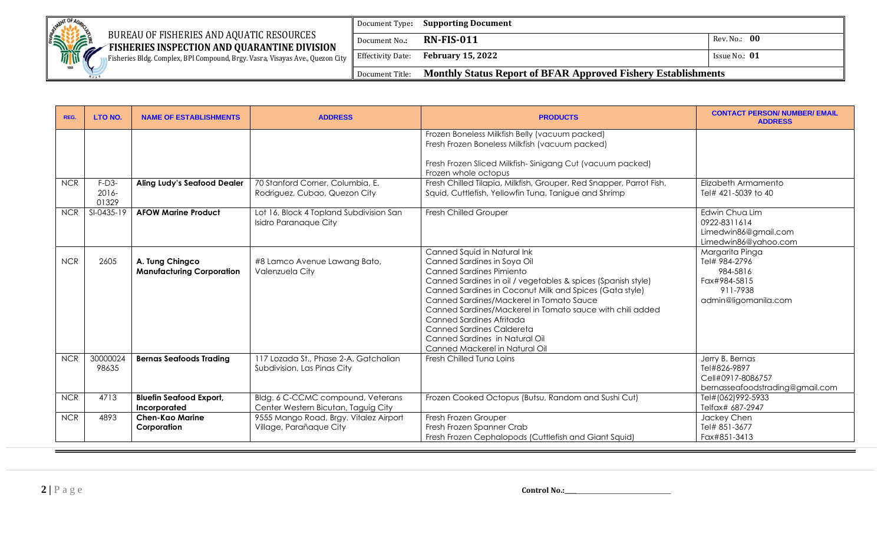| REG. | LTO NO. | NAME OF ESTABLISHMENTS | ADDRESS | PRODUCTS | CONTACT PERSON/ NUMBER/ EMAIL ADDRESS |
|---|---|---|---|---|---|
| | | | | Frozen Boneless Milkfish Belly (vacuum packed)<br>Fresh Frozen Boneless Milkfish (vacuum packed)<br><br>Fresh Frozen Sliced Milkfish- Sinigang Cut (vacuum packed)<br>Frozen whole octopus | |
| NCR | F-D3-2016-01329 | **Aling Ludy's Seafood Dealer** | 70 Stanford Corner, Columbia, E. Rodriguez, Cubao, Quezon City | Fresh Chilled Tilapia, Milkfish, Grouper, Red Snapper, Parrot Fish, Squid, Cuttlefish, Yellowfin Tuna, Tanigue and Shrimp | Elizabeth Armamento<br>Tel# 421-5039 to 40 |
| NCR | SI-0435-19 | **AFOW Marine Product** | Lot 16, Block 4 Topland Subdivision San Isidro Paranaque City | Fresh Chilled Grouper | Edwin Chua Lim<br>0922-8311614<br>Limedwin86@gmail.com<br>Limedwin86@yahoo.com |
| NCR | 2605 | **A. Tung Chingco Manufacturing Corporation** | #8 Lamco Avenue Lawang Bato, Valenzuela City | Canned Squid in Natural Ink<br>Canned Sardines in Soya Oil<br>Canned Sardines Pimiento<br>Canned Sardines in oil / vegetables & spices (Spanish style)<br>Canned Sardines in Coconut Milk and Spices (Gata style)<br>Canned Sardines/Mackerel in Tomato Sauce<br>Canned Sardines/Mackerel in Tomato sauce with chili added<br>Canned Sardines Afritada<br>Canned Sardines Caldereta<br>Canned Sardines in Natural Oil<br>Canned Mackerel in Natural Oil | Margarita Pinga<br>Tel# 984-2796<br>984-5816<br>Fax#984-5815<br>911-7938<br>admin@ligomanila.com |
| NCR | 3000002498635 | **Bernas Seafoods Trading** | 117 Lozada St., Phase 2-A, Gatchalian Subdivision, Las Pinas City | Fresh Chilled Tuna Loins | Jerry B. Bernas<br>Tel#826-9897<br>Cell#0917-8086757<br>bernasseafoodstrading@gmail.com |
| NCR | 4713 | **Bluefin Seafood Export, Incorporated** | Bldg. 6 C-CCMC compound, Veterans Center Western Bicutan, Taguig City | Frozen Cooked Octopus (Butsu, Random and Sushi Cut) | Tel#(062)992-5933<br>Telfax# 687-2947 |
| NCR | 4893 | **Chen-Kao Marine Corporation** | 9555 Mango Road, Brgy. Vitalez Airport Village, Parañaque City | Fresh Frozen Grouper<br>Fresh Frozen Spanner Crab<br>Fresh Frozen Cephalopods (Cuttlefish and Giant Squid) | Jackey Chen<br>Tel# 851-3677<br>Fax#851-3413 |

Control No.:\_\_\_\_\_\_\_\_\_\_\_\_\_\_\_\_\_\_\_\_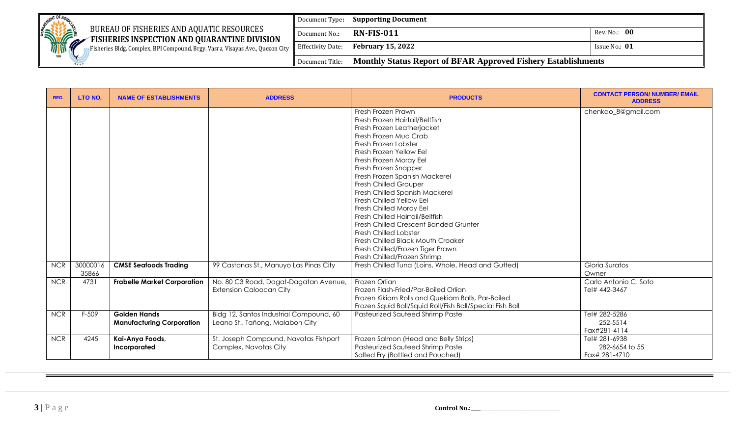| REG. | LTO NO. | NAME OF ESTABLISHMENTS | ADDRESS | PRODUCTS | CONTACT PERSON/ NUMBER/ EMAIL ADDRESS |
|---|---|---|---|---|---|
| | | | | Fresh Frozen Prawn<br>Fresh Frozen Hairtail/Beltfish<br>Fresh Frozen Leatherjacket<br>Fresh Frozen Mud Crab<br>Fresh Frozen Lobster<br>Fresh Frozen Yellow Eel<br>Fresh Frozen Moray Eel<br>Fresh Frozen Snapper<br>Fresh Frozen Spanish Mackerel<br>Fresh Chilled Grouper<br>Fresh Chilled Spanish Mackerel<br>Fresh Chilled Yellow Eel<br>Fresh Chilled Moray Eel<br>Fresh Chilled Hairtail/Beltfish<br>Fresh Chilled Crescent Banded Grunter<br>Fresh Chilled Lobster<br>Fresh Chilled Black Mouth Croaker<br>Fresh Chilled/Frozen Tiger Prawn<br>Fresh Chilled/Frozen Shrimp | chenkao_8@gmail.com |
| NCR | 3000001635866 | **CMSE Seafoods Trading** | 99 Castanas St., Manuyo Las Pinas City | Fresh Chilled Tuna (Loins, Whole, Head and Gutted) | Gloria Suratos<br>Owner |
| NCR | 4731 | **Frabelle Market Corporation** | No. 80 C3 Road, Dagat-Dagatan Avenue, Extension Caloocan City | Frozen Orlian<br>Frozen Flash-Fried/Par-Boiled Orlian<br>Frozen Kikiam Rolls and Quekiam Balls, Par-Boiled<br>Frozen Squid Ball/Squid Roll/Fish Ball/Special Fish Ball | Carlo Antonio C. Soto<br>Tel# 442-3467 |
| NCR | F-509 | **Golden Hands Manufacturing Corporation** | Bldg 12, Santos Industrial Compound, 60 Leano St., Tañong, Malabon City | Pasteurized Sauteed Shrimp Paste | Tel# 282-5286<br>252-5514<br>Fax#281-4114 |
| NCR | 4245 | **Kai-Anya Foods, Incorporated** | St. Joseph Compound, Navotas Fishport Complex, Navotas City | Frozen Salmon (Head and Belly Strips)<br>Pasteurized Sauteed Shrimp Paste<br>Salted Fry (Bottled and Pouched) | Tel# 281-6938<br>282-6654 to 55<br>Fax# 281-4710 |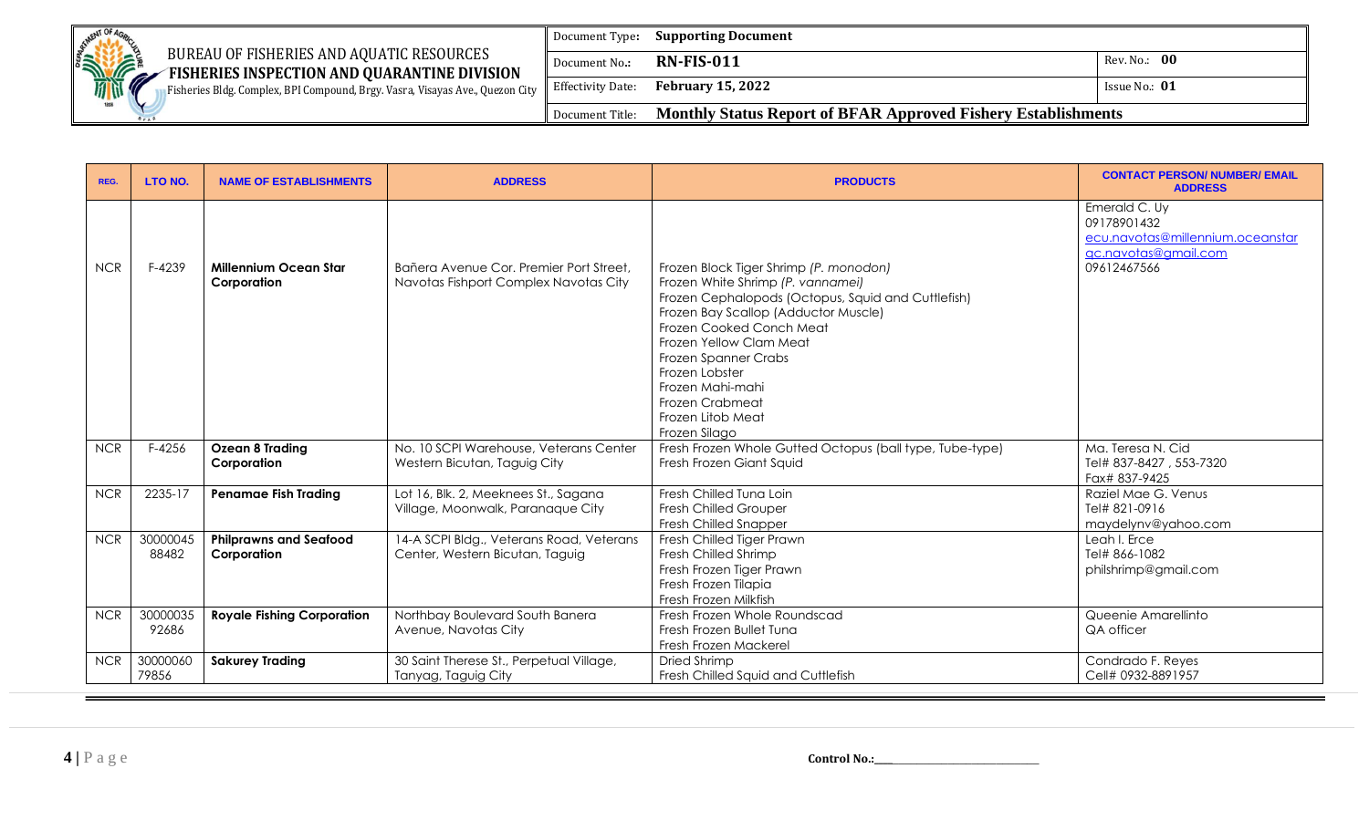| REG. | LTO NO. | NAME OF ESTABLISHMENTS | ADDRESS | PRODUCTS | CONTACT PERSON/ NUMBER/ EMAIL ADDRESS |
|---|---|---|---|---|---|
| NCR | F-4239 | **Millennium Ocean Star Corporation** | Bañera Avenue Cor. Premier Port Street, Navotas Fishport Complex Navotas City | Frozen Block Tiger Shrimp *(P. monodon)*<br>Frozen White Shrimp *(P. vannamei)*<br>Frozen Cephalopods (Octopus, Squid and Cuttlefish)<br>Frozen Bay Scallop (Adductor Muscle)<br>Frozen Cooked Conch Meat<br>Frozen Yellow Clam Meat<br>Frozen Spanner Crabs<br>Frozen Lobster<br>Frozen Mahi-mahi<br>Frozen Crabmeat<br>Frozen Litob Meat<br>Frozen Silago | Emerald C. Uy<br>09178901432<br>ecu.navotas@millennium.oceanstar<br>qc.navotas@gmail.com<br>09612467566 |
| NCR | F-4256 | **Ozean 8 Trading Corporation** | No. 10 SCPI Warehouse, Veterans Center Western Bicutan, Taguig City | Fresh Frozen Whole Gutted Octopus (ball type, Tube-type)<br>Fresh Frozen Giant Squid | Ma. Teresa N. Cid<br>Tel# 837-8427 , 553-7320<br>Fax# 837-9425 |
| NCR | 2235-17 | **Penamae Fish Trading** | Lot 16, Blk. 2, Meeknees St., Sagana Village, Moonwalk, Paranaque City | Fresh Chilled Tuna Loin<br>Fresh Chilled Grouper<br>Fresh Chilled Snapper | Raziel Mae G. Venus<br>Tel# 821-0916<br>maydelynv@yahoo.com |
| NCR | 30000045 88482 | **Philprawns and Seafood Corporation** | 14-A SCPI Bldg., Veterans Road, Veterans Center, Western Bicutan, Taguig | Fresh Chilled Tiger Prawn<br>Fresh Chilled Shrimp<br>Fresh Frozen Tiger Prawn<br>Fresh Frozen Tilapia<br>Fresh Frozen Milkfish | Leah I. Erce<br>Tel# 866-1082<br>philshrimp@gmail.com |
| NCR | 30000035 92686 | **Royale Fishing Corporation** | Northbay Boulevard South Banera Avenue, Navotas City | Fresh Frozen Whole Roundscad<br>Fresh Frozen Bullet Tuna<br>Fresh Frozen Mackerel | Queenie Amarellinto<br>QA officer |
| NCR | 30000060 79856 | **Sakurey Trading** | 30 Saint Therese St., Perpetual Village, Tanyag, Taguig City | Dried Shrimp<br>Fresh Chilled Squid and Cuttlefish | Condrado F. Reyes<br>Cell# 0932-8891957 |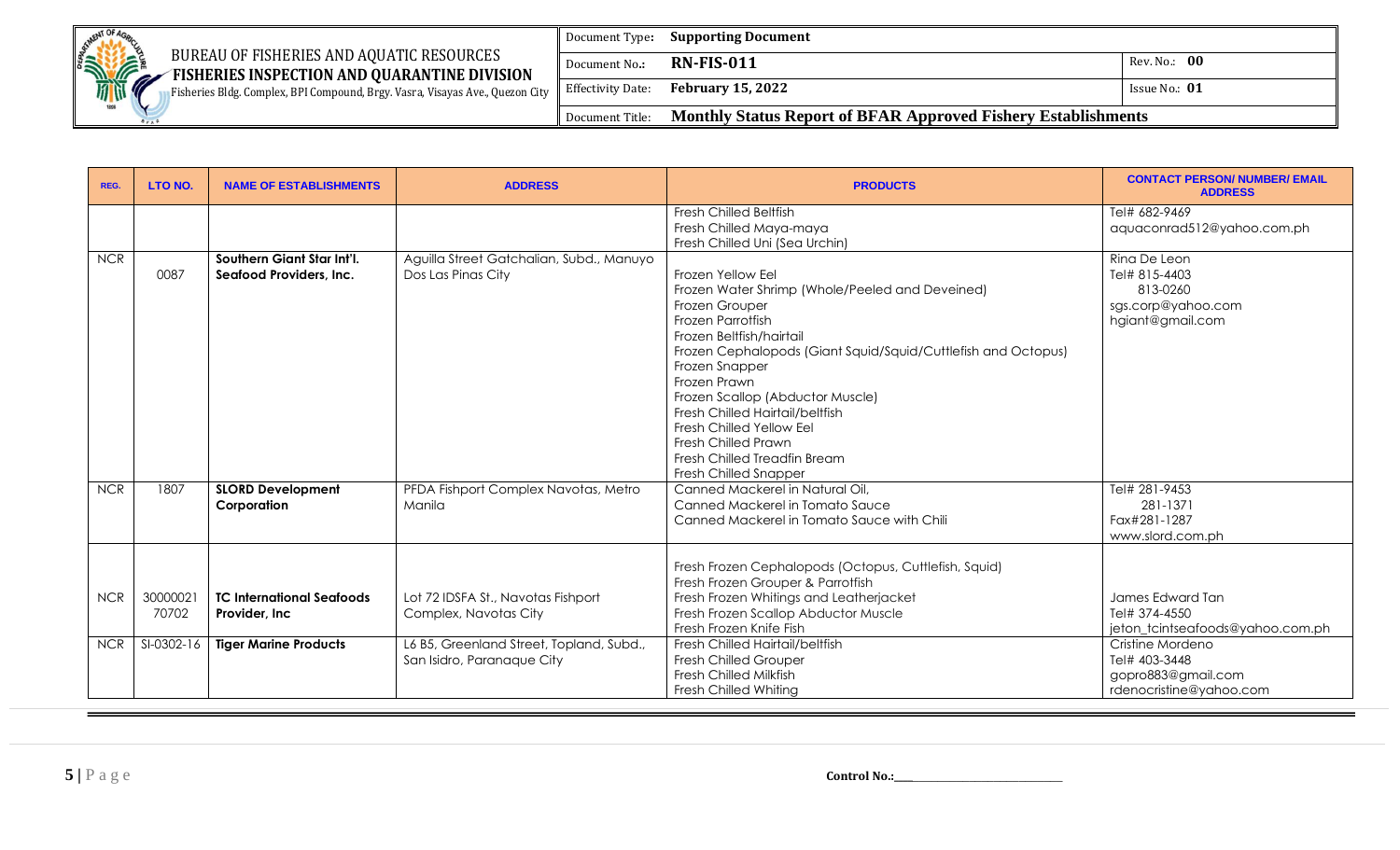| Document Type: | Supporting Document | |
|---|---|---|
| Document No.: | RN-FIS-011 | Rev. No.: 00 |
| Effectivity Date: | February 15, 2022 | Issue No.: 01 |
| Document Title: | Monthly Status Report of BFAR Approved Fishery Establishments | |

BUREAU OF FISHERIES AND AQUATIC RESOURCES
**FISHERIES INSPECTION AND QUARANTINE DIVISION**
Fisheries Bldg. Complex, BPI Compound, Brgy. Vasra, Visayas Ave., Quezon City

| REG. | LTO NO. | NAME OF ESTABLISHMENTS | ADDRESS | PRODUCTS | CONTACT PERSON/ NUMBER/ EMAIL ADDRESS |
|---|---|---|---|---|---|
| | | | | Fresh Chilled Beltfish<br>Fresh Chilled Maya-maya<br>Fresh Chilled Uni (Sea Urchin) | Tel# 682-9469<br>aquaconrad512@yahoo.com.ph |
| NCR | 0087 | **Southern Giant Star Int'l. Seafood Providers, Inc.** | Aguilla Street Gatchalian, Subd., Manuyo Dos Las Pinas City | Frozen Yellow Eel<br>Frozen Water Shrimp (Whole/Peeled and Deveined)<br>Frozen Grouper<br>Frozen Parrotfish<br>Frozen Beltfish/hairtail<br>Frozen Cephalopods (Giant Squid/Squid/Cuttlefish and Octopus)<br>Frozen Snapper<br>Frozen Prawn<br>Frozen Scallop (Abductor Muscle)<br>Fresh Chilled Hairtail/beltfish<br>Fresh Chilled Yellow Eel<br>Fresh Chilled Prawn<br>Fresh Chilled Treadfin Bream<br>Fresh Chilled Snapper | Rina De Leon<br>Tel# 815-4403<br>813-0260<br>sgs.corp@yahoo.com<br>hgiant@gmail.com |
| NCR | 1807 | **SLORD Development Corporation** | PFDA Fishport Complex Navotas, Metro Manila | Canned Mackerel in Natural Oil,<br>Canned Mackerel in Tomato Sauce<br>Canned Mackerel in Tomato Sauce with Chili | Tel# 281-9453<br>281-1371<br>Fax#281-1287<br>www.slord.com.ph |
| NCR | 3000002170702 | **TC International Seafoods Provider, Inc** | Lot 72 IDSFA St., Navotas Fishport Complex, Navotas City | Fresh Frozen Cephalopods (Octopus, Cuttlefish, Squid)<br>Fresh Frozen Grouper & Parrotfish<br>Fresh Frozen Whitings and Leatherjacket<br>Fresh Frozen Scallop Abductor Muscle<br>Fresh Frozen Knife Fish | James Edward Tan<br>Tel# 374-4550<br>jeton_tcintseafoods@yahoo.com.ph |
| NCR | SI-0302-16 | **Tiger Marine Products** | L6 B5, Greenland Street, Topland, Subd., San Isidro, Paranaque City | Fresh Chilled Hairtail/beltfish<br>Fresh Chilled Grouper<br>Fresh Chilled Milkfish<br>Fresh Chilled Whiting | Cristine Mordeno<br>Tel# 403-3448<br>gopro883@gmail.com<br>rdenocristine@yahoo.com |

Control No.:_______________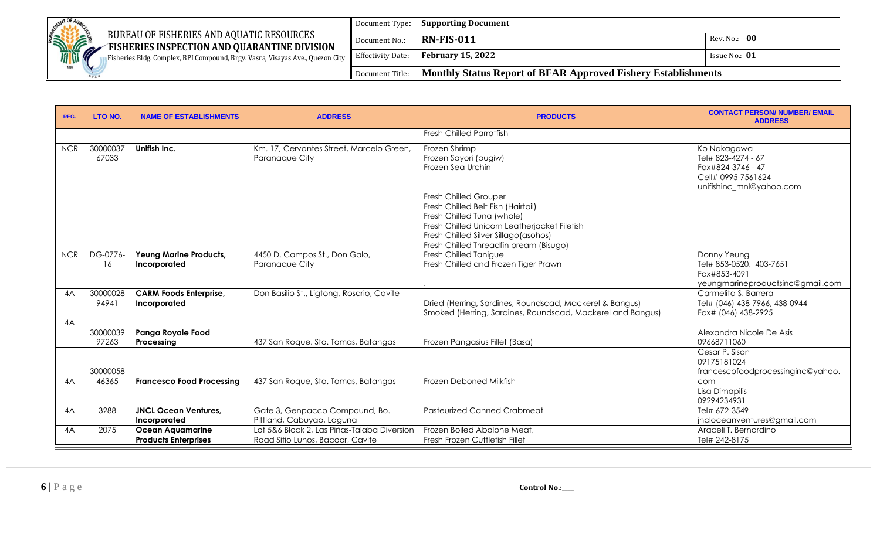| REG. | LTO NO. | NAME OF ESTABLISHMENTS | ADDRESS | PRODUCTS | CONTACT PERSON/ NUMBER/ EMAIL ADDRESS |
|---|---|---|---|---|---|
| | | | | Fresh Chilled Parrotfish | |
| NCR | 3000003767033 | **Unifish Inc.** | Km. 17, Cervantes Street, Marcelo Green, Paranaque City | Frozen Shrimp<br>Frozen Sayori (bugiw)<br>Frozen Sea Urchin | Ko Nakagawa<br>Tel# 823-4274 - 67<br>Fax#824-3746 - 47<br>Cell# 0995-7561624<br>unifishinc_mnl@yahoo.com |
| NCR | DG-0776-16 | **Yeung Marine Products, Incorporated** | 4450 D. Campos St., Don Galo, Paranaque City | Fresh Chilled Grouper<br>Fresh Chilled Belt Fish (Hairtail)<br>Fresh Chilled Tuna (whole)<br>Fresh Chilled Unicorn Leatherjacket Filefish<br>Fresh Chilled Silver Sillago(asohos)<br>Fresh Chilled Threadfin bream (Bisugo)<br>Fresh Chilled Tanigue<br>Fresh Chilled and Frozen Tiger Prawn<br>. | Donny Yeung<br>Tel# 853-0520, 403-7651<br>Fax#853-4091<br>yeungmarineproductsinc@gmail.com |
| 4A | 3000002894941 | **CARM Foods Enterprise, Incorporated** | Don Basilio St., Ligtong, Rosario, Cavite | Dried (Herring, Sardines, Roundscad, Mackerel & Bangus)<br>Smoked (Herring, Sardines, Roundscad, Mackerel and Bangus) | Carmelita S. Barrera<br>Tel# (046) 438-7966, 438-0944<br>Fax# (046) 438-2925 |
| 4A | 3000003997263 | **Panga Royale Food Processing** | 437 San Roque, Sto. Tomas, Batangas | Frozen Pangasius Fillet (Basa) | Alexandra Nicole De Asis<br>09668711060 |
| 4A | 3000005846365 | **Francesco Food Processing** | 437 San Roque, Sto. Tomas, Batangas | Frozen Deboned Milkfish | Cesar P. Sison<br>09175181024<br>francescofoodprocessinginc@yahoo.com |
| 4A | 3288 | **JNCL Ocean Ventures, Incorporated** | Gate 3, Genpacco Compound, Bo. Pittland, Cabuyao, Laguna | Pasteurized Canned Crabmeat | Lisa Dimapilis<br>09294234931<br>Tel# 672-3549<br>jncloceanventures@gmail.com |
| 4A | 2075 | **Ocean Aquamarine Products Enterprises** | Lot 5&6 Block 2, Las Piñas-Talaba Diversion Road Sitio Lunos, Bacoor, Cavite | Frozen Boiled Abalone Meat,<br>Fresh Frozen Cuttlefish Fillet | Araceli T. Bernardino<br>Tel# 242-8175 |

Control No.:\_\_\_\_\_\_\_\_\_\_\_\_\_\_\_\_\_\_\_\_\_\_\_\_\_\_\_\_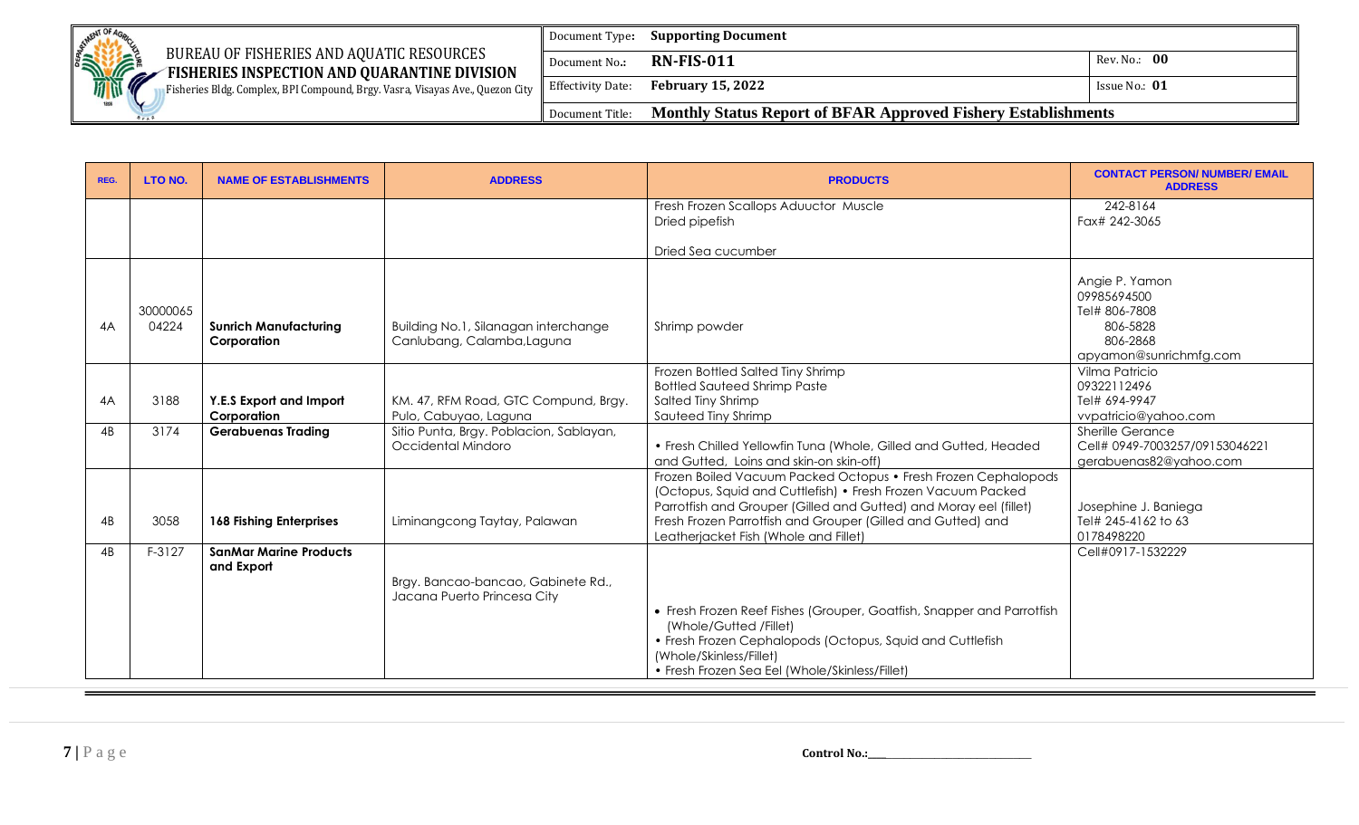| REG. | LTO NO. | NAME OF ESTABLISHMENTS | ADDRESS | PRODUCTS | CONTACT PERSON/ NUMBER/ EMAIL ADDRESS |
|---|---|---|---|---|---|
| | | | | Fresh Frozen Scallops Aduuctor Muscle<br>Dried pipefish<br><br>Dried Sea cucumber | 242-8164<br>Fax# 242-3065 |
| 4A | 30000065 04224 | **Sunrich Manufacturing Corporation** | Building No.1, Silanagan interchange Canlubang, Calamba,Laguna | Shrimp powder | Angie P. Yamon<br>09985694500<br>Tel# 806-7808<br>806-5828<br>806-2868<br>apyamon@sunrichmfg.com |
| 4A | 3188 | **Y.E.S Export and Import Corporation** | KM. 47, RFM Road, GTC Compund, Brgy. Pulo, Cabuyao, Laguna | Frozen Bottled Salted Tiny Shrimp<br>Bottled Sauteed Shrimp Paste<br>Salted Tiny Shrimp<br>Sauteed Tiny Shrimp | Vilma Patricio<br>09322112496<br>Tel# 694-9947<br>vvpatricio@yahoo.com |
| 4B | 3174 | **Gerabuenas Trading** | Sitio Punta, Brgy. Poblacion, Sablayan, Occidental Mindoro | • Fresh Chilled Yellowfin Tuna (Whole, Gilled and Gutted, Headed and Gutted, Loins and skin-on skin-off) | Sherille Gerance<br>Cell# 0949-7003257/09153046221<br>gerabuenas82@yahoo.com |
| 4B | 3058 | **168 Fishing Enterprises** | Liminangcong Taytay, Palawan | Frozen Boiled Vacuum Packed Octopus • Fresh Frozen Cephalopods (Octopus, Squid and Cuttlefish) • Fresh Frozen Vacuum Packed Parrotfish and Grouper (Gilled and Gutted) and Moray eel (fillet) Fresh Frozen Parrotfish and Grouper (Gilled and Gutted) and Leatherjacket Fish (Whole and Fillet) | Josephine J. Baniega<br>Tel# 245-4162 to 63<br>0178498220 |
| 4B | F-3127 | **SanMar Marine Products and Export** | Brgy. Bancao-bancao, Gabinete Rd., Jacana Puerto Princesa City | • Fresh Frozen Reef Fishes (Grouper, Goatfish, Snapper and Parrotfish (Whole/Gutted /Fillet)<br>• Fresh Frozen Cephalopods (Octopus, Squid and Cuttlefish (Whole/Skinless/Fillet)<br>• Fresh Frozen Sea Eel (Whole/Skinless/Fillet) | Cell#0917-1532229 |

Control No.:\_\_\_\_\_\_\_\_\_\_\_\_\_\_\_\_\_\_\_\_\_\_\_\_\_\_\_\_\_\_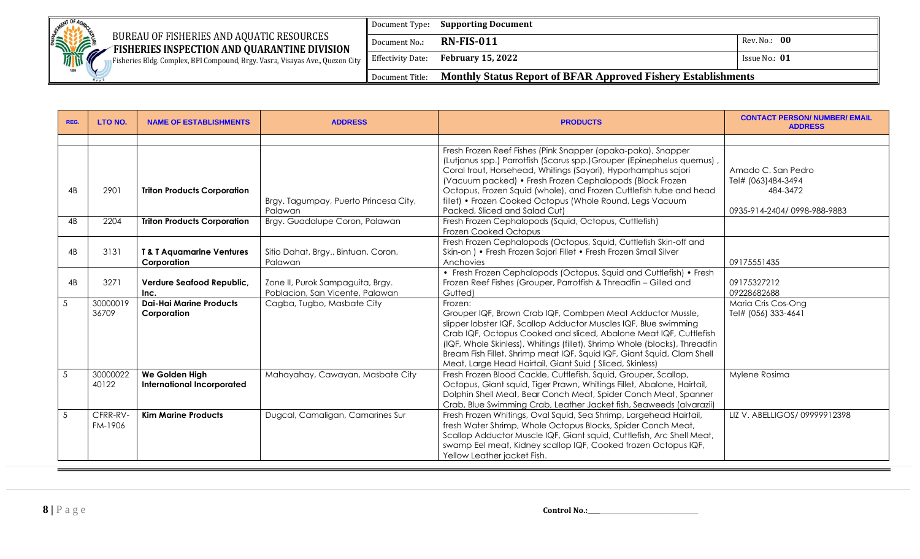| REG. | LTO NO. | NAME OF ESTABLISHMENTS | ADDRESS | PRODUCTS | CONTACT PERSON/ NUMBER/ EMAIL ADDRESS |
|---|---|---|---|---|---|
| | | | | | |
| 4B | 2901 | **Triton Products Corporation** | Brgy. Tagumpay, Puerto Princesa City, Palawan | Fresh Frozen Reef Fishes (Pink Snapper (opaka-paka), Snapper (Lutjanus spp.) Parrotfish (Scarus spp.)Grouper (Epinephelus quernus) , Coral trout, Horsehead, Whitings (Sayori), Hyporhamphus sajori (Vacuum packed) • Fresh Frozen Cephalopods (Block Frozen Octopus, Frozen Squid (whole), and Frozen Cuttlefish tube and head fillet) • Frozen Cooked Octopus (Whole Round, Legs Vacuum Packed, Sliced and Salad Cut) | Amado C. San Pedro Tel# (063)484-3494 484-3472 0935-914-2404/ 0998-988-9883 |
| 4B | 2204 | **Triton Products Corporation** | Brgy. Guadalupe Coron, Palawan | Fresh Frozen Cephalopods (Squid, Octopus, Cuttlefish) Frozen Cooked Octopus | |
| 4B | 3131 | **T & T Aquamarine Ventures Corporation** | Sitio Dahat, Brgy., Bintuan, Coron, Palawan | Fresh Frozen Cephalopods (Octopus, Squid, Cuttlefish Skin-off and Skin-on ) • Fresh Frozen Sajori Fillet • Fresh Frozen Small Silver Anchovies | 09175551435 |
| 4B | 3271 | **Verdure Seafood Republic, Inc.** | Zone II, Purok Sampaguita, Brgy. Poblacion, San Vicente, Palawan | • Fresh Frozen Cephalopods (Octopus, Squid and Cuttlefish) • Fresh Frozen Reef Fishes (Grouper, Parrotfish & Threadfin – Gilled and Gutted) | 09175327212 09228682688 |
| 5 | 30000019 36709 | **Dai-Hai Marine Products Corporation** | Cagba, Tugbo, Masbate City | Frozen: Grouper IQF, Brown Crab IQF, Combpen Meat Adductor Mussle, slipper lobster IQF, Scallop Adductor Muscles IQF, Blue swimming Crab IQF, Octopus Cooked and sliced, Abalone Meat IQF, Cuttlefish (IQF, Whole Skinless), Whitings (fillet), Shrimp Whole (blocks), Threadfin Bream Fish Fillet, Shrimp meat IQF, Squid IQF, Giant Squid, Clam Shell Meat, Large Head Hairtail, Giant Suid ( Sliced, Skinless) | Maria Cris Cos-Ong Tel# (056) 333-4641 |
| 5 | 30000022 40122 | **We Golden High International Incorporated** | Mahayahay, Cawayan, Masbate City | Fresh Frozen Blood Cackle, Cuttlefish, Squid, Grouper, Scallop, Octopus, Giant squid, Tiger Prawn, Whitings Fillet, Abalone, Hairtail, Dolphin Shell Meat, Bear Conch Meat, Spider Conch Meat, Spanner Crab, Blue Swimming Crab, Leather Jacket fish, Seaweeds (alvarazii) | Mylene Rosima |
| 5 | CFRR-RV-FM-1906 | **Kim Marine Products** | Dugcal, Camaligan, Camarines Sur | Fresh Frozen Whitings, Oval Squid, Sea Shrimp, Largehead Hairtail, fresh Water Shrimp, Whole Octopus Blocks, Spider Conch Meat, Scallop Adductor Muscle IQF, Giant squid, Cuttlefish, Arc Shell Meat, swamp Eel meat, Kidney scallop IQF, Cooked frozen Octopus IQF, Yellow Leather jacket Fish. | LIZ V. ABELLIGOS/ 09999912398 |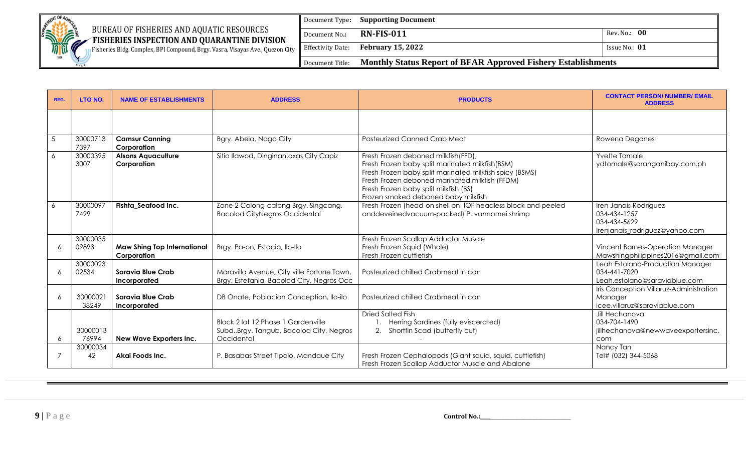| BUREAU OF FISHERIES AND AQUATIC RESOURCES FISHERIES INSPECTION AND QUARANTINE DIVISION Fisheries Bldg. Complex, BPI Compound, Brgy. Vasra, Visayas Ave., Quezon City | Document Type: | **Supporting Document** | |
|---|---|---|---|
| | Document No.: | **RN-FIS-011** | Rev. No.: **00** |
| | Effectivity Date: | **February 15, 2022** | Issue No.: **01** |
| | Document Title: | **Monthly Status Report of BFAR Approved Fishery Establishments** | |

| REG. | LTO NO. | NAME OF ESTABLISHMENTS | ADDRESS | PRODUCTS | CONTACT PERSON/ NUMBER/ EMAIL ADDRESS |
|---|---|---|---|---|---|
| | | | | | |
| 5 | 300007137397 | **Camsur Canning Corporation** | Bgry. Abela, Naga City | Pasteurized Canned Crab Meat | Rowena Degones |
| 6 | 300003953007 | **Alsons Aquaculture Corporation** | Sitio Ilawod, Dinginan,oxas City Capiz | Fresh Frozen deboned milkfish(FFD),<br>Fresh Frozen baby split marinated milkfish(BSM)<br>Fresh Frozen baby split marinated milkfish spicy (BSMS)<br>Fresh Frozen deboned marinated milkfish (FFDM)<br>Fresh Frozen baby split milkfish (BS)<br>Frozen smoked deboned baby milkfish | Yvette Tomale<br>ydtomale@saranganibay.com.ph |
| 6 | 300000977499 | **Fishta_Seafood Inc.** | Zone 2 Calong-calong Brgy. Singcang, Bacolod CityNegros Occidental | Fresh Frozen (head-on shell on, IQF headless block and peeled anddeveinedvacuum-packed) P. vannamei shrimp | Iren Janais Rodriguez<br>034-434-1257<br>034-434-5629<br>Irenjanais_rodriguez@yahoo.com |
| 6 | 3000003509893 | **Maw Shing Top International Corporation** | Brgy. Pa-on, Estacia, Ilo-Ilo | Fresh Frozen Scallop Adductor Muscle<br>Fresh Frozen Squid (Whole)<br>Fresh Frozen cuttlefish | Vincent Barnes-Operation Manager<br>Mawshingphilippines2016@gmail.com |
| 6 | 3000002302534 | **Saravia Blue Crab Incorporated** | Maravilla Avenue, City ville Fortune Town, Brgy. Estefania, Bacolod City, Negros Occ | Pasteurized chilled Crabmeat in can | Leah Estolano-Production Manager<br>034-441-7020<br>Leah.estolano@saraviablue.com |
| 6 | 3000002138249 | **Saravia Blue Crab Incorporated** | DB Onate, Poblacion Conception, Ilo-ilo | Pasteurized chilled Crabmeat in can | Iris Conception Villaruz-Administration Manager<br>icee.villaruz@saraviablue.com |
| 6 | 3000001376994 | **New Wave Exporters Inc.** | Block 2 lot 12 Phase 1 Gardenville Subd.,Brgy. Tangub, Bacolod City, Negros Occidental | Dried Salted Fish<br>1. Herring Sardines (fully eviscerated)<br>2. Shortfin Scad (butterfly cut)<br>- | Jill Hechanova<br>034-704-1490<br>jillhechanova@newwaveexportersinc.com |
| 7 | 3000003442 | **Akai Foods Inc.** | P. Basabas Street Tipolo, Mandaue City | Fresh Frozen Cephalopods (Giant squid, squid, cuttlefish)<br>Fresh Frozen Scallop Adductor Muscle and Abalone | Nancy Tan<br>Tel# (032) 344-5068 |

Control No.:____________________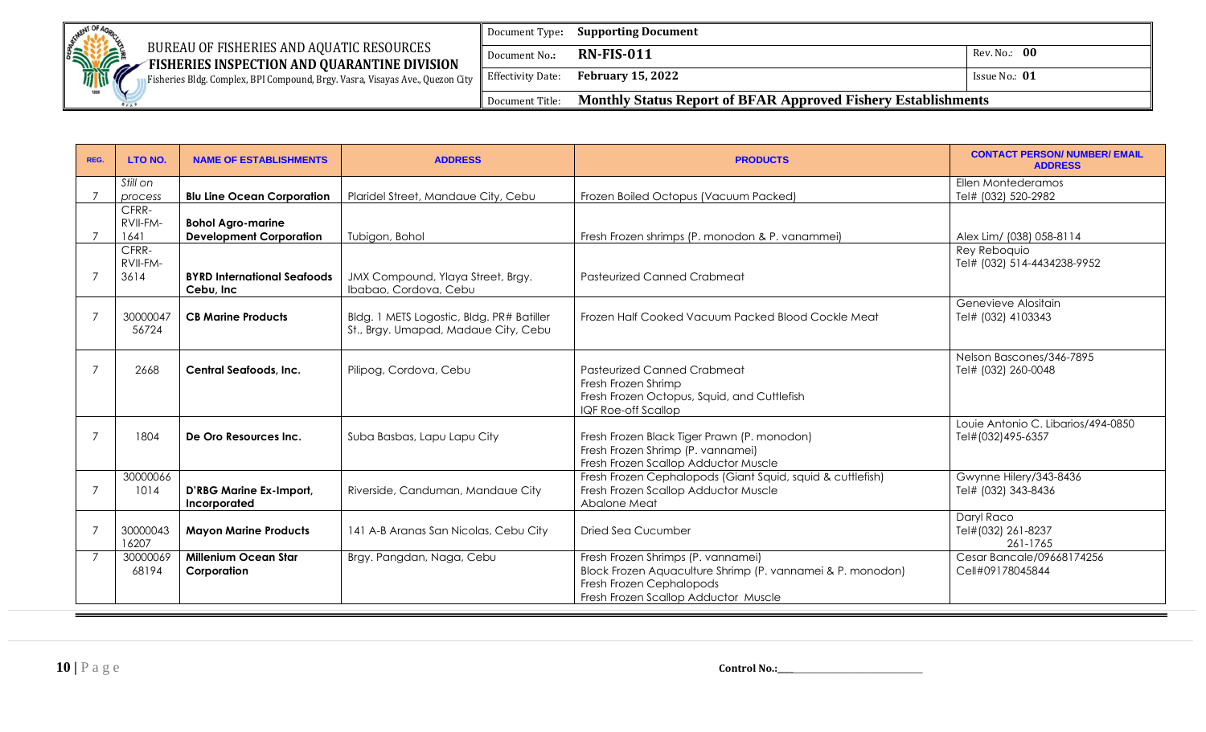| REG. | LTO NO. | NAME OF ESTABLISHMENTS | ADDRESS | PRODUCTS | CONTACT PERSON/ NUMBER/ EMAIL ADDRESS |
|---|---|---|---|---|---|
| 7 | *Still on process* | **Blu Line Ocean Corporation** | Plaridel Street, Mandaue City, Cebu | Frozen Boiled Octopus (Vacuum Packed) | Ellen Montederamos<br>Tel# (032) 520-2982 |
| 7 | CFRR-RVII-FM-1641 | **Bohol Agro-marine Development Corporation** | Tubigon, Bohol | Fresh Frozen shrimps (P. monodon & P. vanammei) | Alex Lim/ (038) 058-8114 |
| 7 | CFRR-RVII-FM-3614 | **BYRD International Seafoods Cebu, Inc** | JMX Compound, Ylaya Street, Brgy. Ibabao, Cordova, Cebu | Pasteurized Canned Crabmeat | Rey Reboquio<br>Tel# (032) 514-4434238-9952 |
| 7 | 3000004756724 | **CB Marine Products** | Bldg. 1 METS Logostic, Bldg. PR# Batiller St., Brgy. Umapad, Madaue City, Cebu | Frozen Half Cooked Vacuum Packed Blood Cockle Meat | Genevieve Alositain<br>Tel# (032) 4103343 |
| 7 | 2668 | **Central Seafoods, Inc.** | Pilipog, Cordova, Cebu | Pasteurized Canned Crabmeat<br>Fresh Frozen Shrimp<br>Fresh Frozen Octopus, Squid, and Cuttlefish<br>IQF Roe-off Scallop | Nelson Bascones/346-7895<br>Tel# (032) 260-0048 |
| 7 | 1804 | **De Oro Resources Inc.** | Suba Basbas, Lapu Lapu City | Fresh Frozen Black Tiger Prawn (P. monodon)<br>Fresh Frozen Shrimp (P. vannamei)<br>Fresh Frozen Scallop Adductor Muscle | Louie Antonio C. Libarios/494-0850<br>Tel#(032)495-6357 |
| 7 | 300000661014 | **D'RBG Marine Ex-Import, Incorporated** | Riverside, Canduman, Mandaue City | Fresh Frozen Cephalopods (Giant Squid, squid & cuttlefish)<br>Fresh Frozen Scallop Adductor Muscle<br>Abalone Meat | Gwynne Hilery/343-8436<br>Tel# (032) 343-8436 |
| 7 | 3000004316207 | **Mayon Marine Products** | 141 A-B Aranas San Nicolas, Cebu City | Dried Sea Cucumber | Daryl Raco<br>Tel#(032) 261-8237<br>261-1765 |
| 7 | 3000006968194 | **Millenium Ocean Star Corporation** | Brgy. Pangdan, Naga, Cebu | Fresh Frozen Shrimps (P. vannamei)<br>Block Frozen Aquaculture Shrimp (P. vannamei & P. monodon)<br>Fresh Frozen Cephalopods<br>Fresh Frozen Scallop Adductor Muscle | Cesar Bancale/09668174256<br>Cell#09178045844 |

Control No.: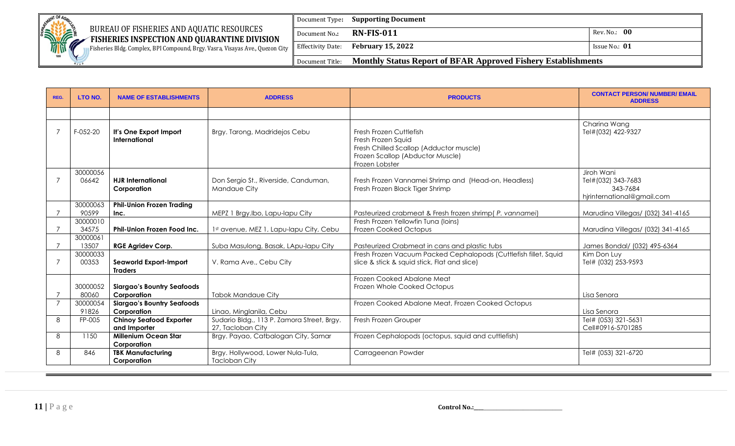| REG. | LTO NO. | NAME OF ESTABLISHMENTS | ADDRESS | PRODUCTS | CONTACT PERSON/ NUMBER/ EMAIL ADDRESS |
|---|---|---|---|---|---|
| | | | | | |
| 7 | F-052-20 | **It's One Export Import International** | Brgy. Tarong, Madridejos Cebu | Fresh Frozen Cuttlefish<br>Fresh Frozen Squid<br>Fresh Chilled Scallop (Adductor muscle)<br>Frozen Scallop (Abductor Muscle)<br>Frozen Lobster | Charina Wang<br>Tel#(032) 422-9327 |
| 7 | 3000005606642 | **HJR International Corporation** | Don Sergio St., Riverside, Canduman, Mandaue City | Fresh Frozen Vannamei Shrimp and (Head-on, Headless)<br>Fresh Frozen Black Tiger Shrimp | Jiroh Wani<br>Tel#(032) 343-7683<br>343-7684<br>hjrinternational@gmail.com |
| 7 | 3000006390599 | **Phil-Union Frozen Trading Inc.** | MEPZ 1 Brgy.Ibo, Lapu-lapu City | Pasteurized crabmeat & Fresh frozen shrimp( *P. vannamei*) | Marudina Villegas/ (032) 341-4165 |
| 7 | 3000001034575 | **Phil-Union Frozen Food Inc.** | 1st avenue, MEZ 1, Lapu-lapu City, Cebu | Fresh Frozen Yellowfin Tuna (loins)<br>Frozen Cooked Octopus | Marudina Villegas/ (032) 341-4165 |
| 7 | 3000006113507 | **RGE Agridev Corp.** | Suba Masulong, Basak, LApu-lapu City | Pasteurized Crabmeat in cans and plastic tubs | James Bondal/ (032) 495-6364 |
| 7 | 3000003300353 | **Seaworld Export-Import Traders** | V. Rama Ave., Cebu City | Fresh Frozen Vacuum Packed Cephalopods (Cuttlefish fillet, Squid slice & stick & squid stick, Flat and slice) | Kim Don Luy<br>Tel# (032) 253-9593 |
| 7 | 3000005280060 | **Siargao's Bountry Seafoods Corporation** | Tabok Mandaue City | Frozen Cooked Abalone Meat<br>Frozen Whole Cooked Octopus | Lisa Senora |
| 7 | 3000005491826 | **Siargao's Bountry Seafoods Corporation** | Linao, Minglanila, Cebu | Frozen Cooked Abalone Meat, Frozen Cooked Octopus | Lisa Senora |
| 8 | FP-005 | **Chinoy Seafood Exporter and Importer** | Sudario Bldg., 113 P. Zamora Street, Brgy. 27, Tacloban City | Fresh Frozen Grouper | Tel# (053) 321-5631<br>Cell#0916-5701285 |
| 8 | 1150 | **Millenium Ocean Star Corporation** | Brgy. Payao, Catbalogan City, Samar | Frozen Cephalopods (octopus, squid and cuttlefish) | |
| 8 | 846 | **TBK Manufacturing Corporation** | Brgy. Hollywood, Lower Nula-Tula, Tacloban City | Carrageenan Powder | Tel# (053) 321-6720 |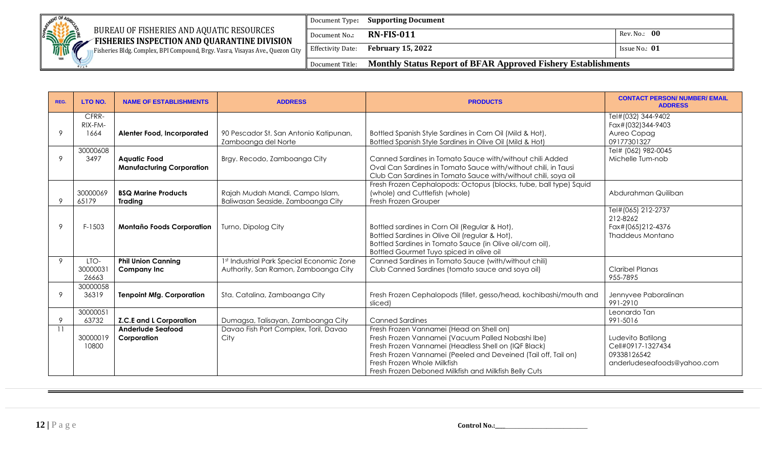| REG. | LTO NO. | NAME OF ESTABLISHMENTS | ADDRESS | PRODUCTS | CONTACT PERSON/ NUMBER/ EMAIL ADDRESS |
|---|---|---|---|---|---|
| 9 | CFRR-RIX-FM-1664 | **Alenter Food, Incorporated** | 90 Pescador St. San Antonio Katipunan, Zamboanga del Norte | Bottled Spanish Style Sardines in Corn Oil (Mild & Hot),<br>Bottled Spanish Style Sardines in Olive Oil (Mild & Hot) | Tel#(032) 344-9402<br>Fax#(032)344-9403<br>Aureo Copag<br>09177301327 |
| 9 | 300006083497 | **Aquatic Food Manufacturing Corporation** | Brgy. Recodo, Zamboanga City | Canned Sardines in Tomato Sauce with/without chili Added<br>Oval Can Sardines in Tomato Sauce with/without chili, in Tausi<br>Club Can Sardines in Tomato Sauce with/without chili, soya oil | Tel# (062) 982-0045<br>Michelle Tum-nob |
| 9 | 3000006965179 | **BSQ Marine Products Trading** | Rajah Mudah Mandi, Campo Islam, Baliwasan Seaside, Zamboanga City | Fresh Frozen Cephalopods: Octopus (blocks, tube, ball type) Squid (whole) and Cuttlefish (whole)<br>Fresh Frozen Grouper | Abdurahman Quiliban |
| 9 | F-1503 | **Montaño Foods Corporation** | Turno, Dipolog City | Bottled sardines in Corn Oil (Regular & Hot),<br>Bottled Sardines in Olive Oil (regular & Hot),<br>Bottled Sardines in Tomato Sauce (in Olive oil/corn oil),<br>Bottled Gourmet Tuyo spiced in olive oil | Tel#(065) 212-2737<br>212-8262<br>Fax#(065)212-4376<br>Thaddeus Montano |
| 9 | LTO-3000003126663 | **Phil Union Canning Company Inc** | 1st Industrial Park Special Economic Zone Authority, San Ramon, Zamboanga City | Canned Sardines in Tomato Sauce (with/without chili)<br>Club Canned Sardines (tomato sauce and soya oil) | Claribel Planas<br>955-7895 |
| 9 | 3000005836319 | **Tenpoint Mfg. Corporation** | Sta. Catalina, Zamboanga City | Fresh Frozen Cephalopods (fillet, gesso/head, kochibashi/mouth and sliced) | Jennyvee Paboralinan<br>991-2910 |
| 9 | 3000005163732 | **Z.C.E and L Corporation** | Dumagsa, Talisayan, Zamboanga City | Canned Sardines | Leonardo Tan<br>991-5016 |
| 11 | 3000001910800 | **Anderlude Seafood Corporation** | Davao Fish Port Complex, Toril, Davao City | Fresh Frozen Vannamei (Head on Shell on)<br>Fresh Frozen Vannamei (Vacuum Palled Nobashi Ibe)<br>Fresh Frozen Vannamei (Headless Shell on (IQF Black)<br>Fresh Frozen Vannamei (Peeled and Deveined (Tail off, Tail on)<br>Fresh Frozen Whole Milkfish<br>Fresh Frozen Deboned Milkfish and Milkfish Belly Cuts | Ludevito Batilong<br>Cell#0917-1327434<br>09338126542<br>anderludeseafoods@yahoo.com |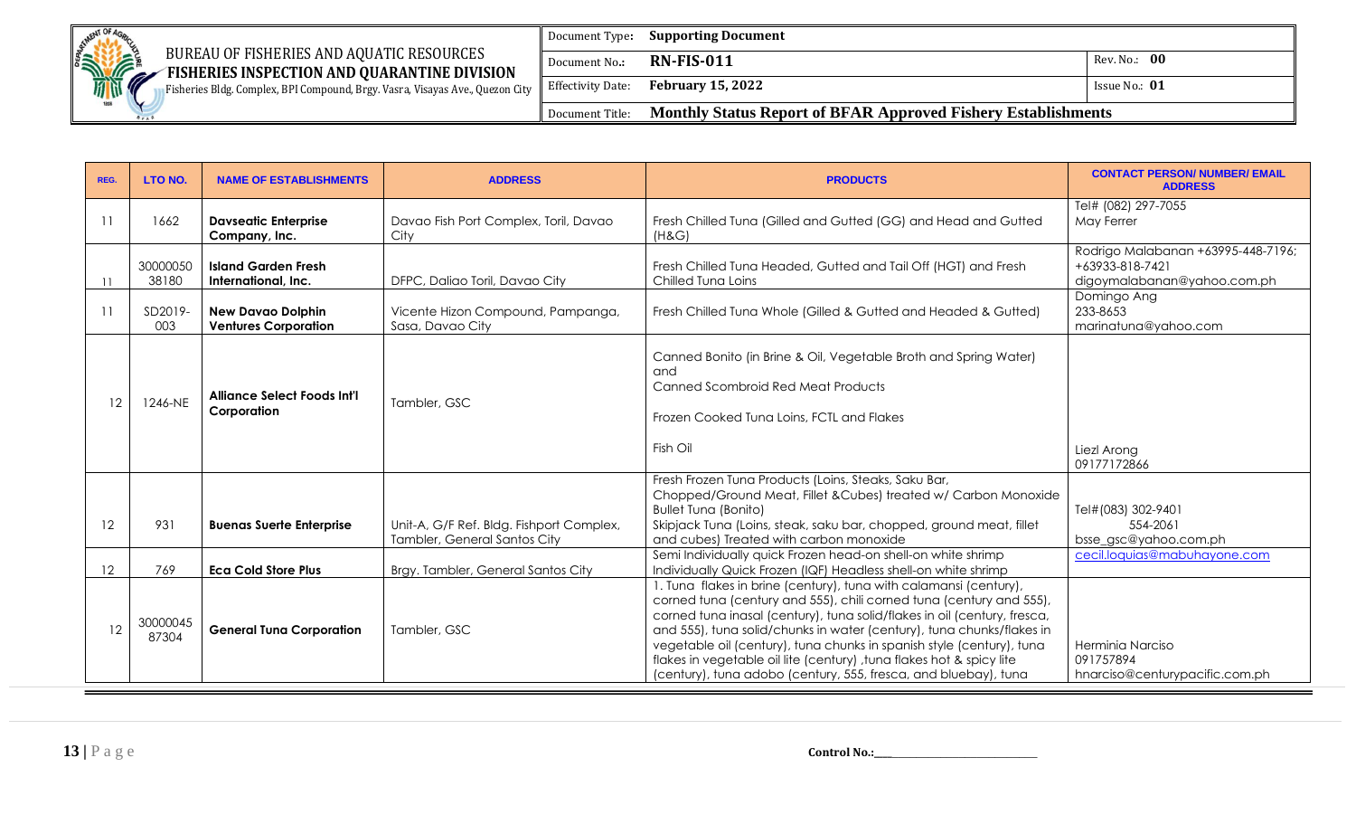| REG. | LTO NO. | NAME OF ESTABLISHMENTS | ADDRESS | PRODUCTS | CONTACT PERSON/ NUMBER/ EMAIL ADDRESS |
|---|---|---|---|---|---|
| 11 | 1662 | **Davseatic Enterprise Company, Inc.** | Davao Fish Port Complex, Toril, Davao City | Fresh Chilled Tuna (Gilled and Gutted (GG) and Head and Gutted (H&G) | Tel# (082) 297-7055<br>May Ferrer |
| 11 | 3000005038180 | **Island Garden Fresh International, Inc.** | DFPC, Daliao Toril, Davao City | Fresh Chilled Tuna Headed, Gutted and Tail Off (HGT) and Fresh Chilled Tuna Loins | Rodrigo Malabanan +63995-448-7196; +63933-818-7421<br>digoymalabanan@yahoo.com.ph |
| 11 | SD2019-003 | **New Davao Dolphin Ventures Corporation** | Vicente Hizon Compound, Pampanga, Sasa, Davao City | Fresh Chilled Tuna Whole (Gilled & Gutted and Headed & Gutted) | Domingo Ang<br>233-8653<br>marinatuna@yahoo.com |
| 12 | 1246-NE | **Alliance Select Foods Int'l Corporation** | Tambler, GSC | Canned Bonito (in Brine & Oil, Vegetable Broth and Spring Water) and<br>Canned Scombroid Red Meat Products<br><br>Frozen Cooked Tuna Loins, FCTL and Flakes<br><br>Fish Oil | Liezl Arong<br>09177172866 |
| 12 | 931 | **Buenas Suerte Enterprise** | Unit-A, G/F Ref. Bldg. Fishport Complex, Tambler, General Santos City | Fresh Frozen Tuna Products (Loins, Steaks, Saku Bar, Chopped/Ground Meat, Fillet &Cubes) treated w/ Carbon Monoxide<br>Bullet Tuna (Bonito)<br>Skipjack Tuna (Loins, steak, saku bar, chopped, ground meat, fillet and cubes) Treated with carbon monoxide | Tel#(083) 302-9401<br>554-2061<br>bsse_gsc@yahoo.com.ph |
| 12 | 769 | **Eca Cold Store Plus** | Brgy. Tambler, General Santos City | Semi Individually quick Frozen head-on shell-on white shrimp<br>Individually Quick Frozen (IQF) Headless shell-on white shrimp | cecil.loquias@mabuhayone.com |
| 12 | 3000004587304 | **General Tuna Corporation** | Tambler, GSC | 1. Tuna flakes in brine (century), tuna with calamansi (century), corned tuna (century and 555), chili corned tuna (century and 555), corned tuna inasal (century), tuna solid/flakes in oil (century, fresca, and 555), tuna solid/chunks in water (century), tuna chunks/flakes in vegetable oil (century), tuna chunks in spanish style (century), tuna flakes in vegetable oil lite (century) ,tuna flakes hot & spicy lite (century), tuna adobo (century, 555, fresca, and bluebay), tuna | Herminia Narciso<br>091757894<br>hnarciso@centurypacific.com.ph |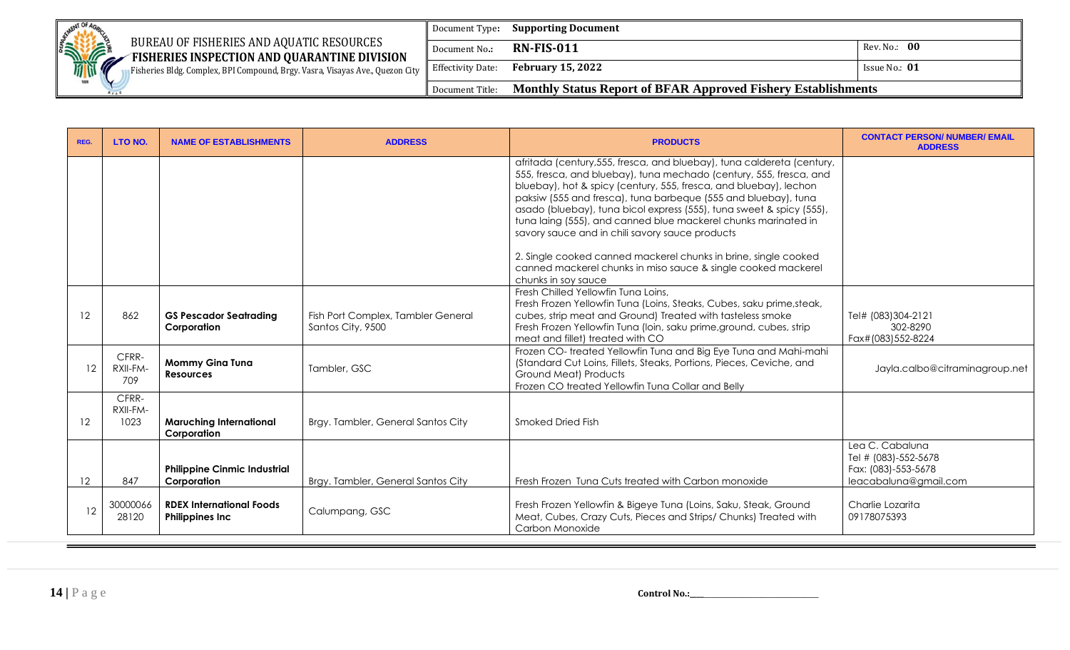| REG. | LTO NO. | NAME OF ESTABLISHMENTS | ADDRESS | PRODUCTS | CONTACT PERSON/ NUMBER/ EMAIL ADDRESS |
|---|---|---|---|---|---|
| | | | | afritada (century,555, fresca, and bluebay), tuna caldereta (century, 555, fresca, and bluebay), tuna mechado (century, 555, fresca, and bluebay), hot & spicy (century, 555, fresca, and bluebay), lechon paksiw (555 and fresca), tuna barbeque (555 and bluebay), tuna asado (bluebay), tuna bicol express (555), tuna sweet & spicy (555), tuna laing (555), and canned blue mackerel chunks marinated in savory sauce and in chili savory sauce products<br><br>2. Single cooked canned mackerel chunks in brine, single cooked canned mackerel chunks in miso sauce & single cooked mackerel chunks in soy sauce | |
| 12 | 862 | **GS Pescador Seatrading Corporation** | Fish Port Complex, Tambler General Santos City, 9500 | Fresh Chilled Yellowfin Tuna Loins,<br>Fresh Frozen Yellowfin Tuna (Loins, Steaks, Cubes, saku prime,steak, cubes, strip meat and Ground) Treated with tasteless smoke<br>Fresh Frozen Yellowfin Tuna (loin, saku prime,ground, cubes, strip meat and fillet) treated with CO | Tel# (083)304-2121<br>302-8290<br>Fax#(083)552-8224 |
| 12 | CFRR-RXII-FM-709 | **Mommy Gina Tuna Resources** | Tambler, GSC | Frozen CO- treated Yellowfin Tuna and Big Eye Tuna and Mahi-mahi (Standard Cut Loins, Fillets, Steaks, Portions, Pieces, Ceviche, and Ground Meat) Products<br>Frozen CO treated Yellowfin Tuna Collar and Belly | Jayla.calbo@citraminagroup.net |
| 12 | CFRR-RXII-FM-1023 | **Maruching International Corporation** | Brgy. Tambler, General Santos City | Smoked Dried Fish | |
| 12 | 847 | **Philippine Cinmic Industrial Corporation** | Brgy. Tambler, General Santos City | Fresh Frozen Tuna Cuts treated with Carbon monoxide | Lea C. Cabaluna<br>Tel # (083)-552-5678<br>Fax: (083)-553-5678<br>leacabaluna@gmail.com |
| 12 | 3000006628120 | **RDEX International Foods Philippines Inc** | Calumpang, GSC | Fresh Frozen Yellowfin & Bigeye Tuna (Loins, Saku, Steak, Ground Meat, Cubes, Crazy Cuts, Pieces and Strips/ Chunks) Treated with Carbon Monoxide | Charlie Lozarita<br>09178075393 |

Control No.:\_\_\_\_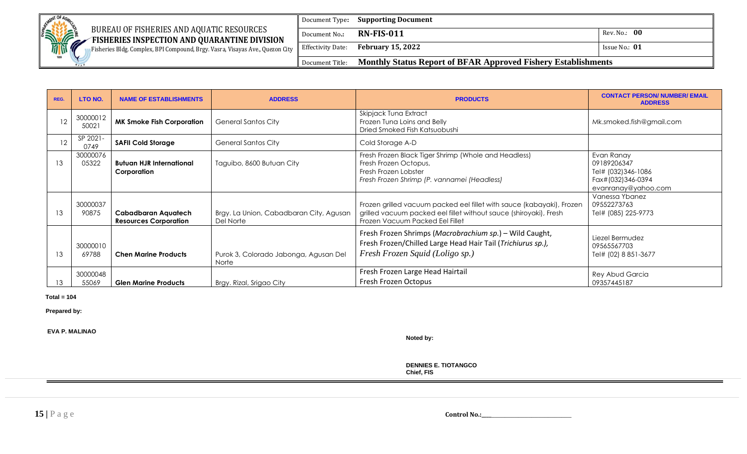| Document Type: | Supporting Document | |
|---|---|---|
| Document No.: | RN-FIS-011 | Rev. No.: 00 |
| Effectivity Date: | February 15, 2022 | Issue No.: 01 |
| Document Title: | Monthly Status Report of BFAR Approved Fishery Establishments | |

BUREAU OF FISHERIES AND AQUATIC RESOURCES
**FISHERIES INSPECTION AND QUARANTINE DIVISION**
Fisheries Bldg. Complex, BPI Compound, Brgy. Vasra, Visayas Ave., Quezon City

| REG. | LTO NO. | NAME OF ESTABLISHMENTS | ADDRESS | PRODUCTS | CONTACT PERSON/ NUMBER/ EMAIL ADDRESS |
|---|---|---|---|---|---|
| 12 | 3000001250021 | **MK Smoke Fish Corporation** | General Santos City | Skipjack Tuna Extract<br>Frozen Tuna Loins and Belly<br>Dried Smoked Fish Katsuobushi | Mk.smoked.fish@gmail.com |
| 12 | SP 2021-0749 | **SAFII Cold Storage** | General Santos City | Cold Storage A-D | |
| 13 | 3000007605322 | **Butuan HJR International Corporation** | Taguibo, 8600 Butuan City | Fresh Frozen Black Tiger Shrimp (Whole and Headless)<br>Fresh Frozen Octopus,<br>Fresh Frozen Lobster<br>*Fresh Frozen Shrimp (P. vannamei (Headless)* | Evan Ranay<br>09189206347<br>Tel# (032)346-1086<br>Fax#(032)346-0394<br>evanranay@yahoo.com |
| 13 | 3000003790875 | **Cabadbaran Aquatech Resources Corporation** | Brgy. La Union, Cabadbaran City, Agusan Del Norte | Frozen grilled vacuum packed eel fillet with sauce (kabayaki), Frozen grilled vacuum packed eel fillet without sauce (shiroyaki), Fresh Frozen Vacuum Packed Eel Fillet | Vanessa Ybanez<br>09552273763<br>Tel# (085) 225-9773 |
| 13 | 3000001069788 | **Chen Marine Products** | Purok 3, Colorado Jabonga, Agusan Del Norte | Fresh Frozen Shrimps (*Macrobrachium sp.*) – Wild Caught,<br>Fresh Frozen/Chilled Large Head Hair Tail (*Trichiurus sp.),*<br>*Fresh Frozen Squid (Loligo sp.)* | Liezel Bermudez<br>09565567703<br>Tel# (02) 8 851-3677 |
| 13 | 3000004855069 | **Glen Marine Products** | Brgy. Rizal, Srigao City | Fresh Frozen Large Head Hairtail<br>Fresh Frozen Octopus | Rey Abud Garcia<br>09357445187 |

**Total = 104**

**Prepared by:**

**EVA P. MALINAO**

**Noted by:**

**DENNIES E. TIOTANGCO**
**Chief, FIS**

**Control No.:\_\_\_\_\_\_\_\_\_\_\_\_\_\_\_\_\_\_\_\_\_\_\_\_\_\_\_\_\_\_\_\_**